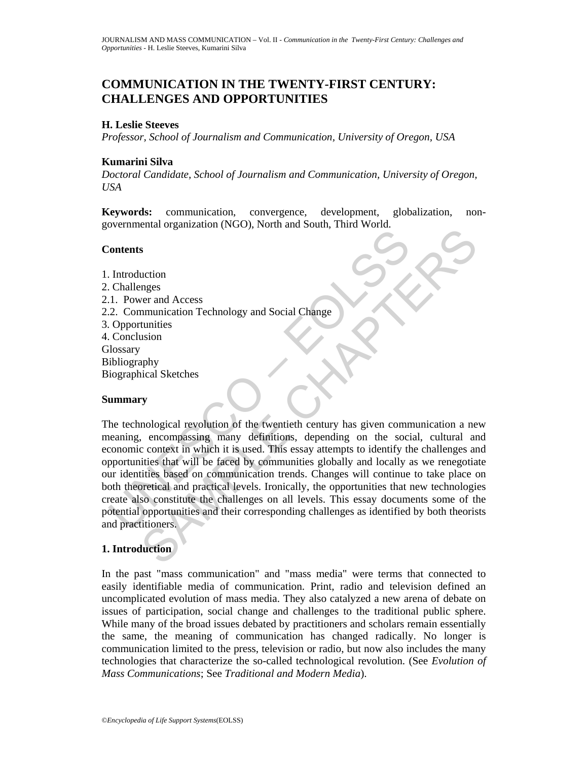# COMMUNICATION IN THE TWENTY-FIRST CENTURY: CHALLENGES AND OPPORTUNITIES

**H. Leslie Steeves**

*Professor, School of Journalism and Communication, University of Oregon, USA*

**Kumarini Silva**

*Doctoral Candidate, School of Journalism and Communication, University of Oregon, USA*

**Keywords:** communication, convergence, development, globalization, non-governmental organization (NGO), North and South, Third World.

## Contents

1. Introduction
2. Challenges
2.1. Power and Access
2.2. Communication Technology and Social Change
3. Opportunities
4. Conclusion

Glossary
Bibliography
Biographical Sketches

## Summary

The technological revolution of the twentieth century has given communication a new meaning, encompassing many definitions, depending on the social, cultural and economic context in which it is used. This essay attempts to identify the challenges and opportunities that will be faced by communities globally and locally as we renegotiate our identities based on communication trends. Changes will continue to take place on both theoretical and practical levels. Ironically, the opportunities that new technologies create also constitute the challenges on all levels. This essay documents some of the potential opportunities and their corresponding challenges as identified by both theorists and practitioners.

## 1. Introduction

In the past "mass communication" and "mass media" were terms that connected to easily identifiable media of communication. Print, radio and television defined an uncomplicated evolution of mass media. They also catalyzed a new arena of debate on issues of participation, social change and challenges to the traditional public sphere. While many of the broad issues debated by practitioners and scholars remain essentially the same, the meaning of communication has changed radically. No longer is communication limited to the press, television or radio, but now also includes the many technologies that characterize the so-called technological revolution. (See *Evolution of Mass Communications*; See *Traditional and Modern Media*).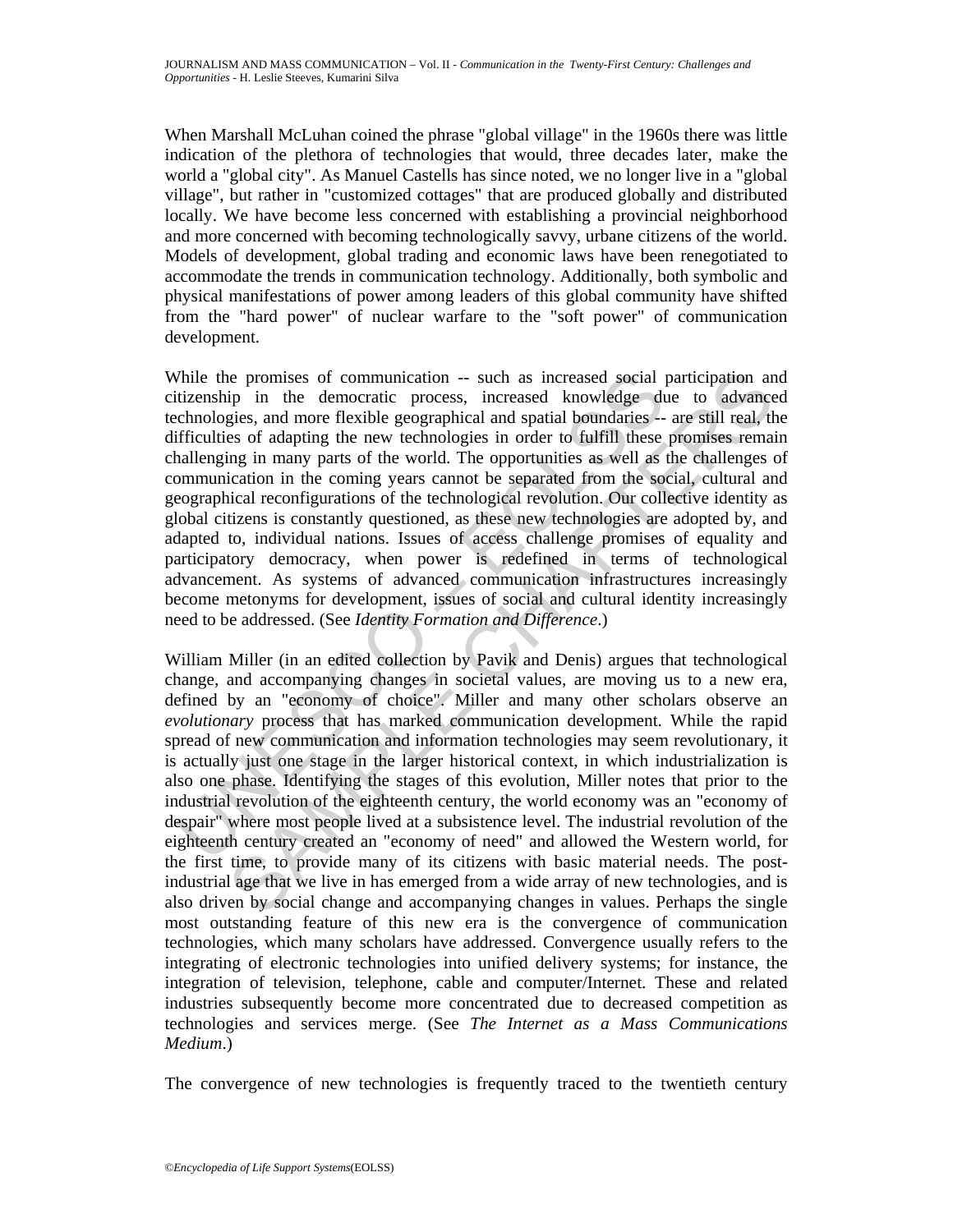When Marshall McLuhan coined the phrase "global village" in the 1960s there was little indication of the plethora of technologies that would, three decades later, make the world a "global city". As Manuel Castells has since noted, we no longer live in a "global village", but rather in "customized cottages" that are produced globally and distributed locally. We have become less concerned with establishing a provincial neighborhood and more concerned with becoming technologically savvy, urbane citizens of the world. Models of development, global trading and economic laws have been renegotiated to accommodate the trends in communication technology. Additionally, both symbolic and physical manifestations of power among leaders of this global community have shifted from the "hard power" of nuclear warfare to the "soft power" of communication development.

While the promises of communication -- such as increased social participation and citizenship in the democratic process, increased knowledge due to advanced technologies, and more flexible geographical and spatial boundaries -- are still real, the difficulties of adapting the new technologies in order to fulfill these promises remain challenging in many parts of the world. The opportunities as well as the challenges of communication in the coming years cannot be separated from the social, cultural and geographical reconfigurations of the technological revolution. Our collective identity as global citizens is constantly questioned, as these new technologies are adopted by, and adapted to, individual nations. Issues of access challenge promises of equality and participatory democracy, when power is redefined in terms of technological advancement. As systems of advanced communication infrastructures increasingly become metonyms for development, issues of social and cultural identity increasingly need to be addressed. (See *Identity Formation and Difference*.)

William Miller (in an edited collection by Pavik and Denis) argues that technological change, and accompanying changes in societal values, are moving us to a new era, defined by an "economy of choice". Miller and many other scholars observe an *evolutionary* process that has marked communication development. While the rapid spread of new communication and information technologies may seem revolutionary, it is actually just one stage in the larger historical context, in which industrialization is also one phase. Identifying the stages of this evolution, Miller notes that prior to the industrial revolution of the eighteenth century, the world economy was an "economy of despair" where most people lived at a subsistence level. The industrial revolution of the eighteenth century created an "economy of need" and allowed the Western world, for the first time, to provide many of its citizens with basic material needs. The post-industrial age that we live in has emerged from a wide array of new technologies, and is also driven by social change and accompanying changes in values. Perhaps the single most outstanding feature of this new era is the convergence of communication technologies, which many scholars have addressed. Convergence usually refers to the integrating of electronic technologies into unified delivery systems; for instance, the integration of television, telephone, cable and computer/Internet. These and related industries subsequently become more concentrated due to decreased competition as technologies and services merge. (See *The Internet as a Mass Communications Medium*.)

The convergence of new technologies is frequently traced to the twentieth century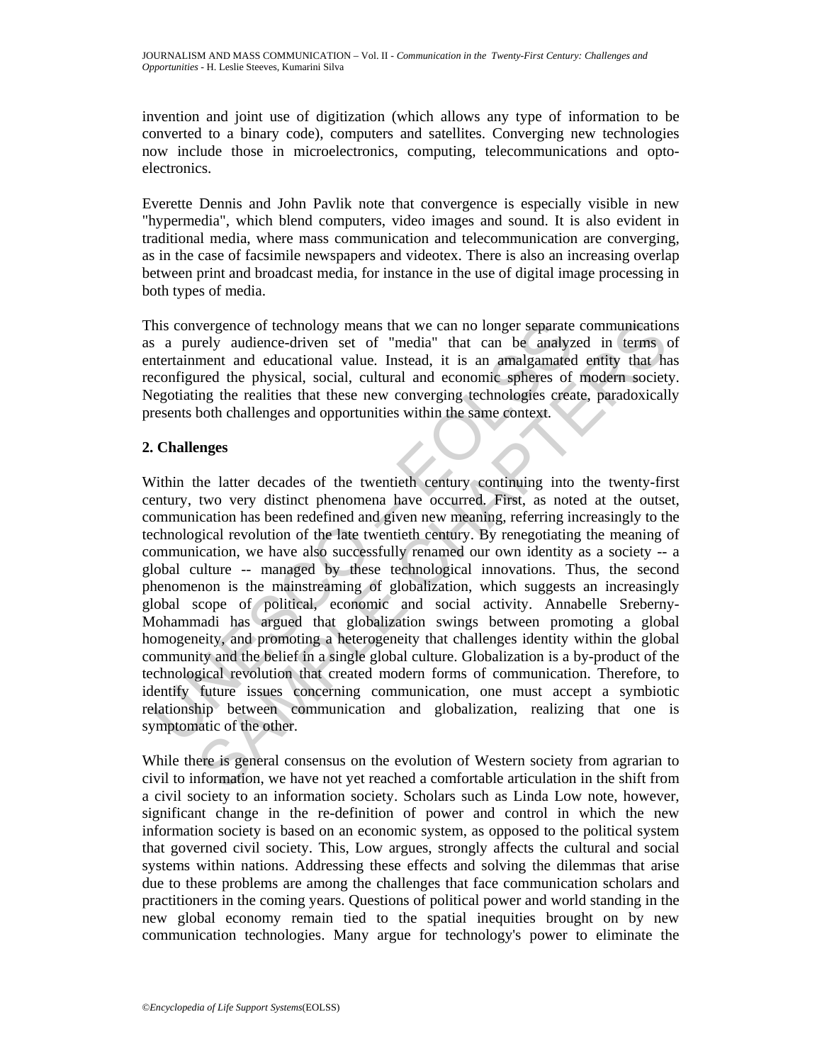invention and joint use of digitization (which allows any type of information to be converted to a binary code), computers and satellites. Converging new technologies now include those in microelectronics, computing, telecommunications and opto-electronics.

Everette Dennis and John Pavlik note that convergence is especially visible in new "hypermedia", which blend computers, video images and sound. It is also evident in traditional media, where mass communication and telecommunication are converging, as in the case of facsimile newspapers and videotex. There is also an increasing overlap between print and broadcast media, for instance in the use of digital image processing in both types of media.

This convergence of technology means that we can no longer separate communications as a purely audience-driven set of "media" that can be analyzed in terms of entertainment and educational value. Instead, it is an amalgamated entity that has reconfigured the physical, social, cultural and economic spheres of modern society. Negotiating the realities that these new converging technologies create, paradoxically presents both challenges and opportunities within the same context.

## 2. Challenges

Within the latter decades of the twentieth century continuing into the twenty-first century, two very distinct phenomena have occurred. First, as noted at the outset, communication has been redefined and given new meaning, referring increasingly to the technological revolution of the late twentieth century. By renegotiating the meaning of communication, we have also successfully renamed our own identity as a society -- a global culture -- managed by these technological innovations. Thus, the second phenomenon is the mainstreaming of globalization, which suggests an increasingly global scope of political, economic and social activity. Annabelle Sreberny-Mohammadi has argued that globalization swings between promoting a global homogeneity, and promoting a heterogeneity that challenges identity within the global community and the belief in a single global culture. Globalization is a by-product of the technological revolution that created modern forms of communication. Therefore, to identify future issues concerning communication, one must accept a symbiotic relationship between communication and globalization, realizing that one is symptomatic of the other.

While there is general consensus on the evolution of Western society from agrarian to civil to information, we have not yet reached a comfortable articulation in the shift from a civil society to an information society. Scholars such as Linda Low note, however, significant change in the re-definition of power and control in which the new information society is based on an economic system, as opposed to the political system that governed civil society. This, Low argues, strongly affects the cultural and social systems within nations. Addressing these effects and solving the dilemmas that arise due to these problems are among the challenges that face communication scholars and practitioners in the coming years. Questions of political power and world standing in the new global economy remain tied to the spatial inequities brought on by new communication technologies. Many argue for technology's power to eliminate the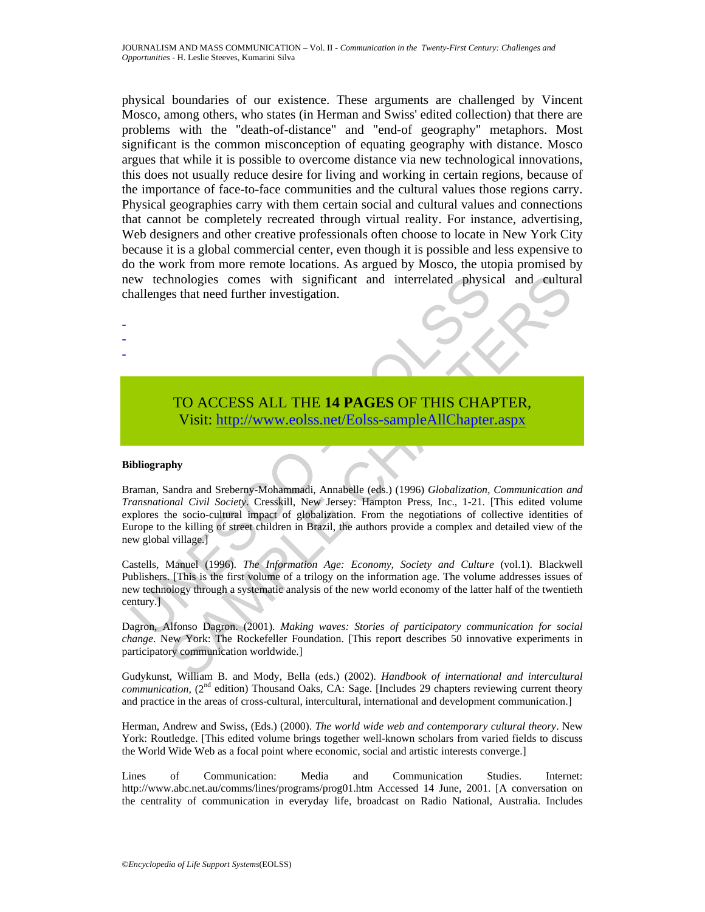physical boundaries of our existence. These arguments are challenged by Vincent Mosco, among others, who states (in Herman and Swiss' edited collection) that there are problems with the "death-of-distance" and "end-of geography" metaphors. Most significant is the common misconception of equating geography with distance. Mosco argues that while it is possible to overcome distance via new technological innovations, this does not usually reduce desire for living and working in certain regions, because of the importance of face-to-face communities and the cultural values those regions carry. Physical geographies carry with them certain social and cultural values and connections that cannot be completely recreated through virtual reality. For instance, advertising, Web designers and other creative professionals often choose to locate in New York City because it is a global commercial center, even though it is possible and less expensive to do the work from more remote locations. As argued by Mosco, the utopia promised by new technologies comes with significant and interrelated physical and cultural challenges that need further investigation.

-
-
-

TO ACCESS ALL THE **14 PAGES** OF THIS CHAPTER,
Visit: http://www.eolss.net/Eolss-sampleAllChapter.aspx

**Bibliography**

Braman, Sandra and Sreberny-Mohammadi, Annabelle (eds.) (1996) *Globalization, Communication and Transnational Civil Society*. Cresskill, New Jersey: Hampton Press, Inc., 1-21. [This edited volume explores the socio-cultural impact of globalization. From the negotiations of collective identities of Europe to the killing of street children in Brazil, the authors provide a complex and detailed view of the new global village.]

Castells, Manuel (1996). *The Information Age: Economy, Society and Culture* (vol.1). Blackwell Publishers. [This is the first volume of a trilogy on the information age. The volume addresses issues of new technology through a systematic analysis of the new world economy of the latter half of the twentieth century.]

Dagron, Alfonso Dagron. (2001). *Making waves: Stories of participatory communication for social change*. New York: The Rockefeller Foundation. [This report describes 50 innovative experiments in participatory communication worldwide.]

Gudykunst, William B. and Mody, Bella (eds.) (2002). *Handbook of international and intercultural communication,* (2nd edition) Thousand Oaks, CA: Sage. [Includes 29 chapters reviewing current theory and practice in the areas of cross-cultural, intercultural, international and development communication.]

Herman, Andrew and Swiss, (Eds.) (2000). *The world wide web and contemporary cultural theory*. New York: Routledge. [This edited volume brings together well-known scholars from varied fields to discuss the World Wide Web as a focal point where economic, social and artistic interests converge.]

Lines of Communication: Media and Communication Studies. Internet: http://www.abc.net.au/comms/lines/programs/prog01.htm Accessed 14 June, 2001. [A conversation on the centrality of communication in everyday life, broadcast on Radio National, Australia. Includes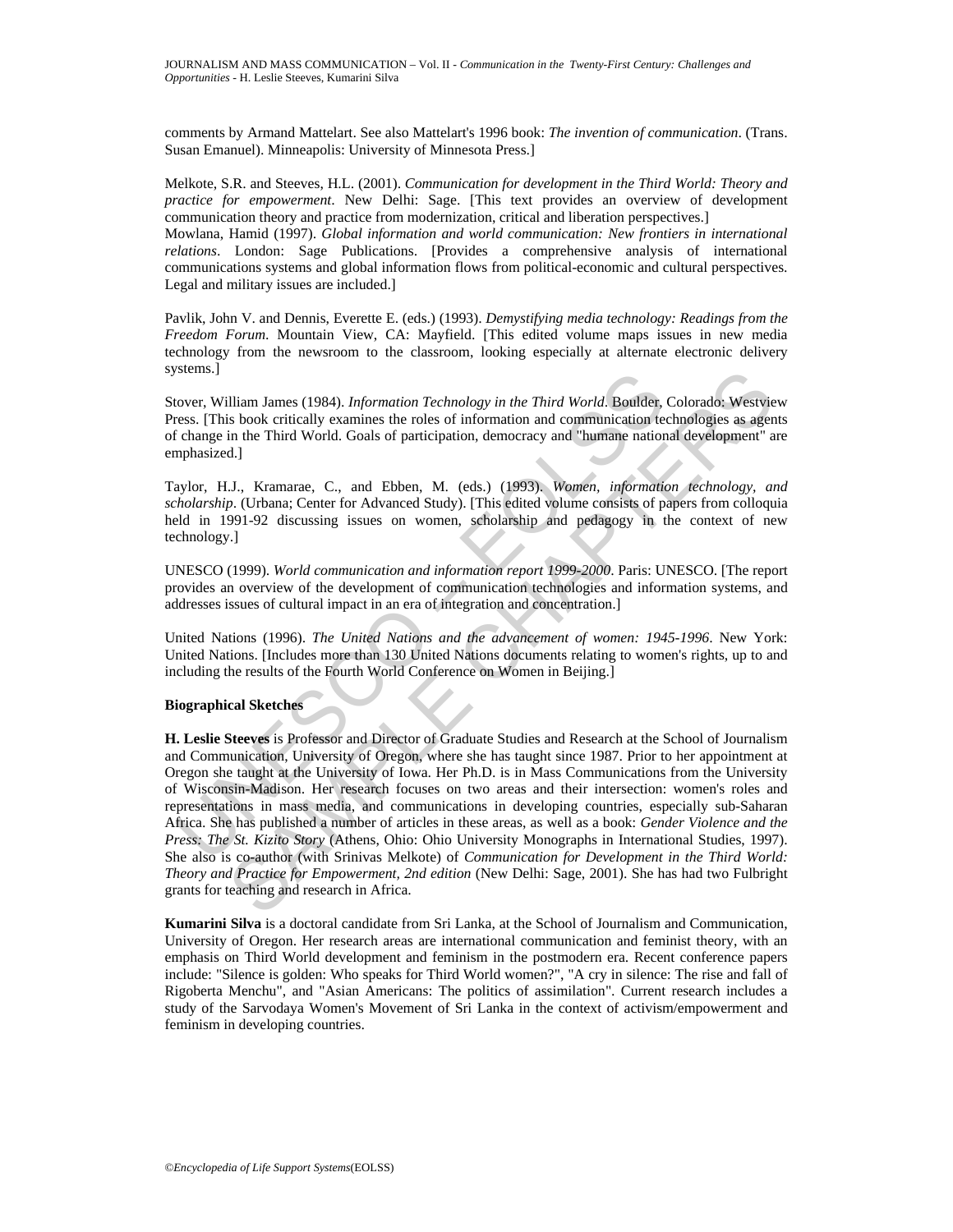comments by Armand Mattelart. See also Mattelart's 1996 book: *The invention of communication*. (Trans. Susan Emanuel). Minneapolis: University of Minnesota Press.]

Melkote, S.R. and Steeves, H.L. (2001). *Communication for development in the Third World: Theory and practice for empowerment*. New Delhi: Sage. [This text provides an overview of development communication theory and practice from modernization, critical and liberation perspectives.]

Mowlana, Hamid (1997). *Global information and world communication: New frontiers in international relations*. London: Sage Publications. [Provides a comprehensive analysis of international communications systems and global information flows from political-economic and cultural perspectives. Legal and military issues are included.]

Pavlik, John V. and Dennis, Everette E. (eds.) (1993). *Demystifying media technology: Readings from the Freedom Forum*. Mountain View, CA: Mayfield. [This edited volume maps issues in new media technology from the newsroom to the classroom, looking especially at alternate electronic delivery systems.]

Stover, William James (1984). *Information Technology in the Third World*. Boulder, Colorado: Westview Press. [This book critically examines the roles of information and communication technologies as agents of change in the Third World. Goals of participation, democracy and "humane national development" are emphasized.]

Taylor, H.J., Kramarae, C., and Ebben, M. (eds.) (1993). *Women, information technology, and scholarship*. (Urbana; Center for Advanced Study). [This edited volume consists of papers from colloquia held in 1991-92 discussing issues on women, scholarship and pedagogy in the context of new technology.]

UNESCO (1999). *World communication and information report 1999-2000*. Paris: UNESCO. [The report provides an overview of the development of communication technologies and information systems, and addresses issues of cultural impact in an era of integration and concentration.]

United Nations (1996). *The United Nations and the advancement of women: 1945-1996*. New York: United Nations. [Includes more than 130 United Nations documents relating to women's rights, up to and including the results of the Fourth World Conference on Women in Beijing.]

## Biographical Sketches

**H. Leslie Steeves** is Professor and Director of Graduate Studies and Research at the School of Journalism and Communication, University of Oregon, where she has taught since 1987. Prior to her appointment at Oregon she taught at the University of Iowa. Her Ph.D. is in Mass Communications from the University of Wisconsin-Madison. Her research focuses on two areas and their intersection: women's roles and representations in mass media, and communications in developing countries, especially sub-Saharan Africa. She has published a number of articles in these areas, as well as a book: *Gender Violence and the Press: The St. Kizito Story* (Athens, Ohio: Ohio University Monographs in International Studies, 1997). She also is co-author (with Srinivas Melkote) of *Communication for Development in the Third World: Theory and Practice for Empowerment, 2nd edition* (New Delhi: Sage, 2001). She has had two Fulbright grants for teaching and research in Africa.

**Kumarini Silva** is a doctoral candidate from Sri Lanka, at the School of Journalism and Communication, University of Oregon. Her research areas are international communication and feminist theory, with an emphasis on Third World development and feminism in the postmodern era. Recent conference papers include: "Silence is golden: Who speaks for Third World women?", "A cry in silence: The rise and fall of Rigoberta Menchu", and "Asian Americans: The politics of assimilation". Current research includes a study of the Sarvodaya Women's Movement of Sri Lanka in the context of activism/empowerment and feminism in developing countries.